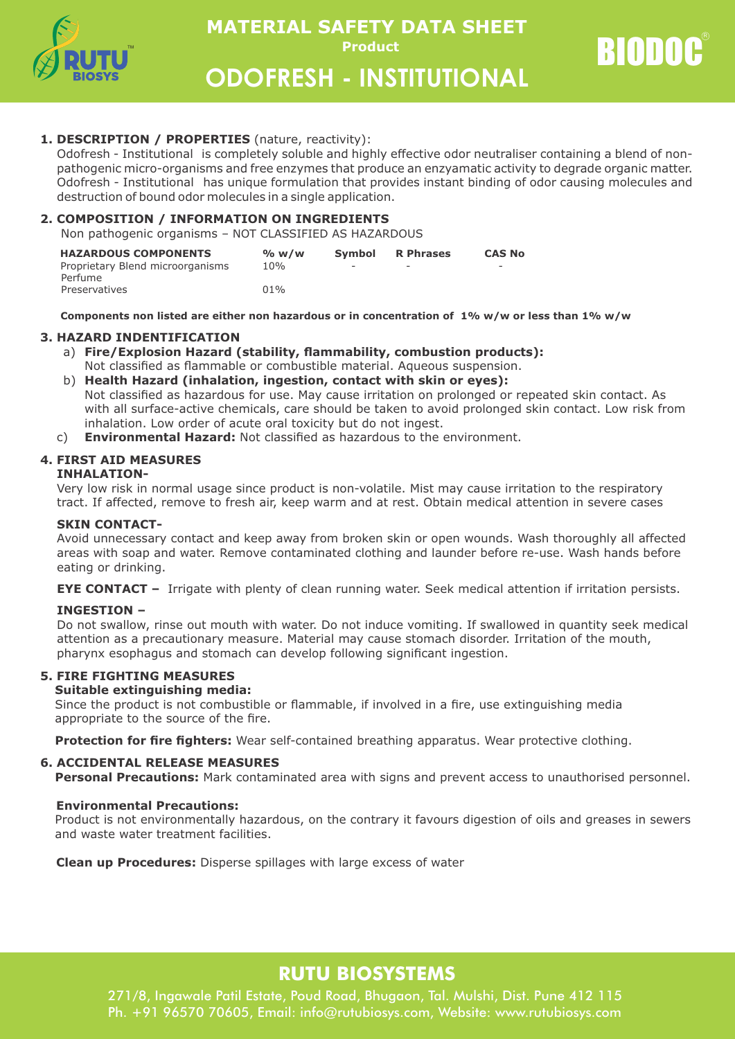# MATERIAL SAFETY DATA SHEET

**Product**

# ODOFRESH - INSTITUTIONAL

BIODOC®

## 1. DESCRIPTION / PROPERTIES (nature, reactivity):

Odofresh - Institutional is completely soluble and highly effective odor neutraliser containing a blend of non-pathogenic micro-organisms and free enzymes that produce an enzyamatic activity to degrade organic matter. Odofresh - Institutional has unique formulation that provides instant binding of odor causing molecules and destruction of bound odor molecules in a single application.

## 2. COMPOSITION / INFORMATION ON INGREDIENTS

Non pathogenic organisms – NOT CLASSIFIED AS HAZARDOUS

| HAZARDOUS COMPONENTS | % w/w | Symbol | R Phrases | CAS No |
|---|---|---|---|---|
| Proprietary Blend microorganisms | 10% | - | - | - |
| Perfume | | | | |
| Preservatives | 01% | | | |

**Components non listed are either non hazardous or in concentration of 1% w/w or less than 1% w/w**

## 3. HAZARD INDENTIFICATION

a) **Fire/Explosion Hazard (stability, flammability, combustion products):**
Not classified as flammable or combustible material. Aqueous suspension.

b) **Health Hazard (inhalation, ingestion, contact with skin or eyes):**
Not classified as hazardous for use. May cause irritation on prolonged or repeated skin contact. As with all surface-active chemicals, care should be taken to avoid prolonged skin contact. Low risk from inhalation. Low order of acute oral toxicity but do not ingest.

c) **Environmental Hazard:** Not classified as hazardous to the environment.

## 4. FIRST AID MEASURES

**INHALATION-**

Very low risk in normal usage since product is non-volatile. Mist may cause irritation to the respiratory tract. If affected, remove to fresh air, keep warm and at rest. Obtain medical attention in severe cases

**SKIN CONTACT-**

Avoid unnecessary contact and keep away from broken skin or open wounds. Wash thoroughly all affected areas with soap and water. Remove contaminated clothing and launder before re-use. Wash hands before eating or drinking.

**EYE CONTACT –** Irrigate with plenty of clean running water. Seek medical attention if irritation persists.

**INGESTION –**

Do not swallow, rinse out mouth with water. Do not induce vomiting. If swallowed in quantity seek medical attention as a precautionary measure. Material may cause stomach disorder. Irritation of the mouth, pharynx esophagus and stomach can develop following significant ingestion.

## 5. FIRE FIGHTING MEASURES

**Suitable extinguishing media:**

Since the product is not combustible or flammable, if involved in a fire, use extinguishing media appropriate to the source of the fire.

**Protection for fire fighters:** Wear self-contained breathing apparatus. Wear protective clothing.

## 6. ACCIDENTAL RELEASE MEASURES

**Personal Precautions:** Mark contaminated area with signs and prevent access to unauthorised personnel.

**Environmental Precautions:**

Product is not environmentally hazardous, on the contrary it favours digestion of oils and greases in sewers and waste water treatment facilities.

**Clean up Procedures:** Disperse spillages with large excess of water

**RUTU BIOSYSTEMS**

271/8, Ingawale Patil Estate, Poud Road, Bhugaon, Tal. Mulshi, Dist. Pune 412 115
Ph. +91 96570 70605, Email: info@rutubiosys.com, Website: www.rutubiosys.com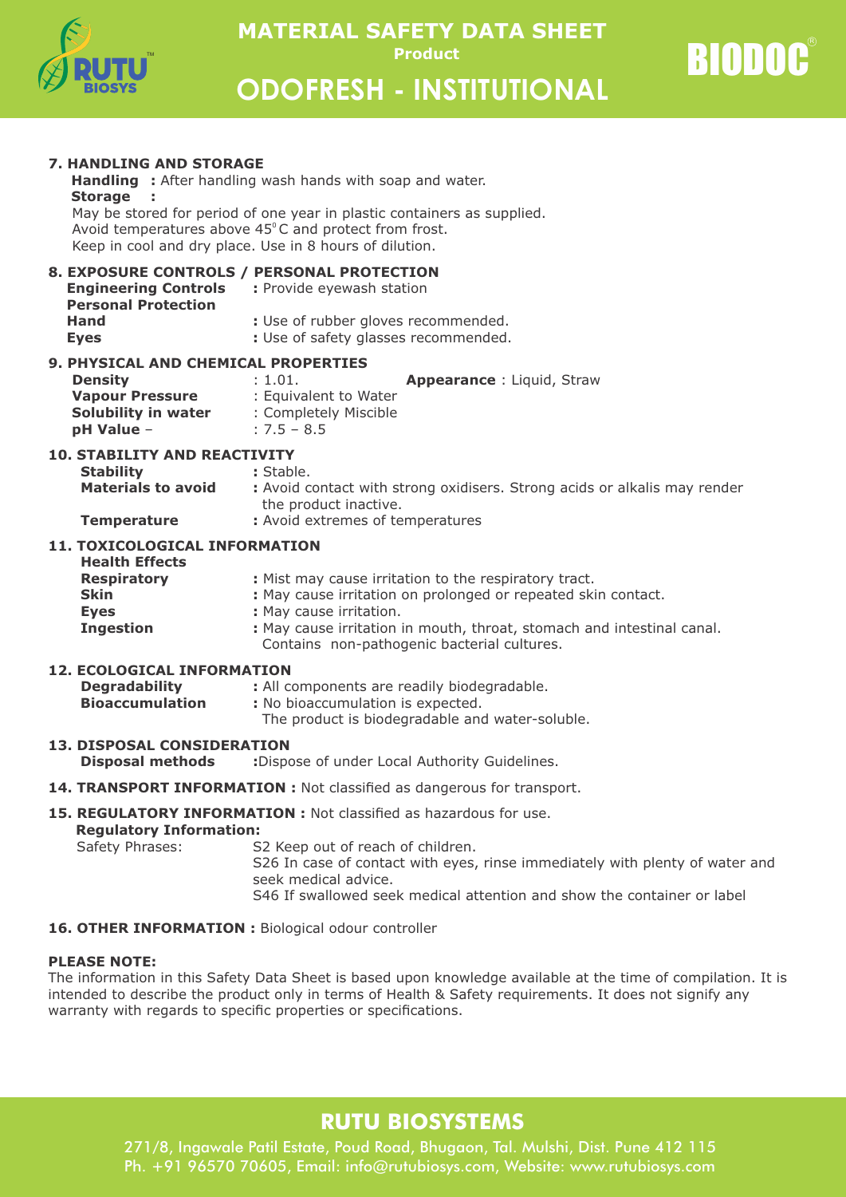# MATERIAL SAFETY DATA SHEET

**Product**

# ODOFRESH - INSTITUTIONAL

## 7. HANDLING AND STORAGE

**Handling :** After handling wash hands with soap and water.

**Storage :**

May be stored for period of one year in plastic containers as supplied.
Avoid temperatures above 45°C and protect from frost.
Keep in cool and dry place. Use in 8 hours of dilution.

## 8. EXPOSURE CONTROLS / PERSONAL PROTECTION

**Engineering Controls** : Provide eyewash station

**Personal Protection**

**Hand** : Use of rubber gloves recommended.

**Eyes** : Use of safety glasses recommended.

## 9. PHYSICAL AND CHEMICAL PROPERTIES

**Density** : 1.01. **Appearance** : Liquid, Straw

**Vapour Pressure** : Equivalent to Water

**Solubility in water** : Completely Miscible

**pH Value** – : 7.5 – 8.5

## 10. STABILITY AND REACTIVITY

**Stability** : Stable.

**Materials to avoid** : Avoid contact with strong oxidisers. Strong acids or alkalis may render the product inactive.

**Temperature** : Avoid extremes of temperatures

## 11. TOXICOLOGICAL INFORMATION

**Health Effects**

**Respiratory** : Mist may cause irritation to the respiratory tract.

**Skin** : May cause irritation on prolonged or repeated skin contact.

**Eyes** : May cause irritation.

**Ingestion** : May cause irritation in mouth, throat, stomach and intestinal canal. Contains non-pathogenic bacterial cultures.

## 12. ECOLOGICAL INFORMATION

**Degradability** : All components are readily biodegradable.

**Bioaccumulation** : No bioaccumulation is expected. The product is biodegradable and water-soluble.

## 13. DISPOSAL CONSIDERATION

**Disposal methods** :Dispose of under Local Authority Guidelines.

## 14. TRANSPORT INFORMATION : Not classified as dangerous for transport.

## 15. REGULATORY INFORMATION : Not classified as hazardous for use.

**Regulatory Information:**

Safety Phrases:

S2 Keep out of reach of children.

S26 In case of contact with eyes, rinse immediately with plenty of water and seek medical advice.

S46 If swallowed seek medical attention and show the container or label

## 16. OTHER INFORMATION : Biological odour controller

**PLEASE NOTE:**

The information in this Safety Data Sheet is based upon knowledge available at the time of compilation. It is intended to describe the product only in terms of Health & Safety requirements. It does not signify any warranty with regards to specific properties or specifications.

**RUTU BIOSYSTEMS**

271/8, Ingawale Patil Estate, Poud Road, Bhugaon, Tal. Mulshi, Dist. Pune 412 115
Ph. +91 96570 70605, Email: info@rutubiosys.com, Website: www.rutubiosys.com